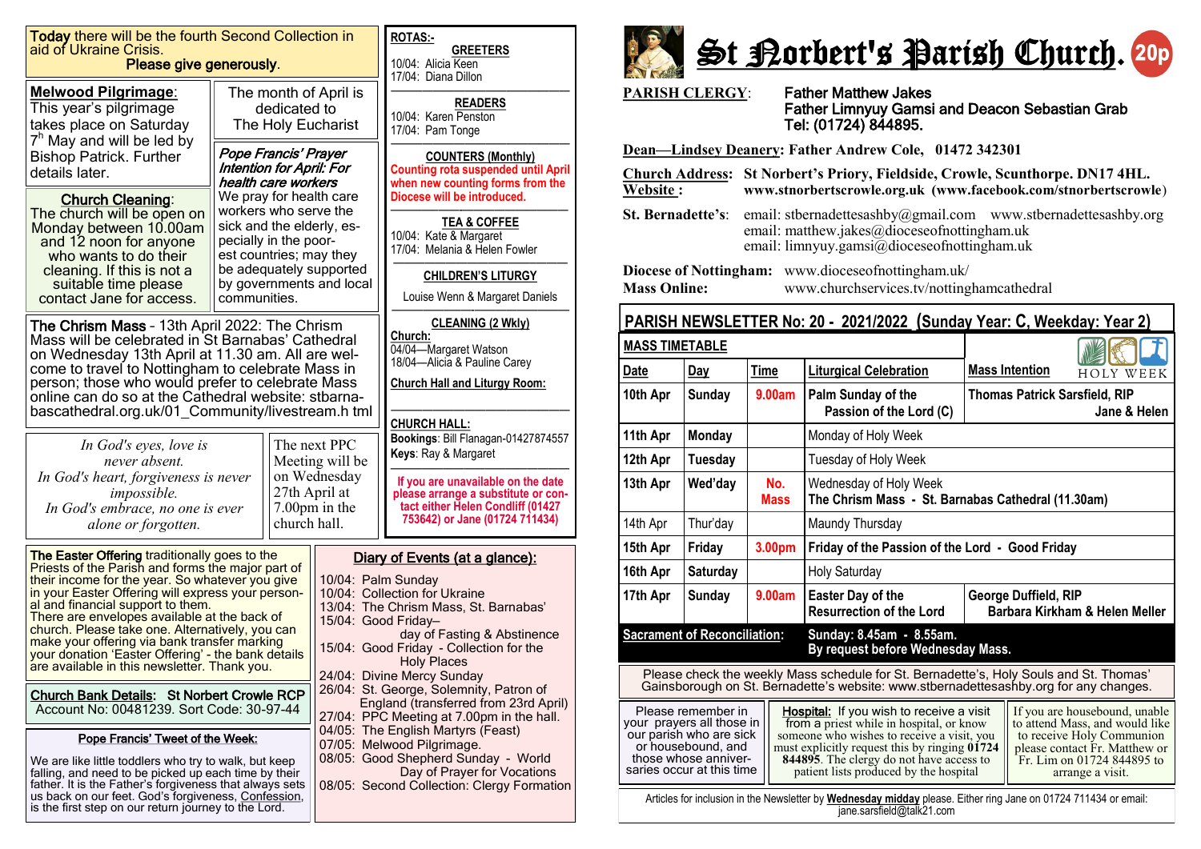**Today** there will be the fourth Second Collection in aid of Ukraine Crisis.
**Please give generously**.

**Melwood Pilgrimage**:
This year's pilgrimage takes place on Saturday 7th May and will be led by Bishop Patrick. Further details later.

The month of April is dedicated to The Holy Eucharist

**Church Cleaning**:
The church will be open on Monday between 10.00am and 12 noon for anyone who wants to do their cleaning. If this is not a suitable time please contact Jane for access.

***Pope Francis' Prayer Intention for April: For health care workers***
We pray for health care workers who serve the sick and the elderly, especially in the poorest countries; may they be adequately supported by governments and local communities.

**The Chrism Mass** - 13th April 2022: The Chrism Mass will be celebrated in St Barnabas' Cathedral on Wednesday 13th April at 11.30 am. All are welcome to travel to Nottingham to celebrate Mass in person; those who would prefer to celebrate Mass online can do so at the Cathedral website: stbarnabascathedral.org.uk/01_Community/livestream.h tml

*In God's eyes, love is never absent.*
*In God's heart, forgiveness is never impossible.*
*In God's embrace, no one is ever alone or forgotten.*

The next PPC Meeting will be on Wednesday 27th April at 7.00pm in the church hall.

**The Easter Offering** traditionally goes to the Priests of the Parish and forms the major part of their income for the year. So whatever you give in your Easter Offering will express your personal and financial support to them.
There are envelopes available at the back of church. Please take one. Alternatively, you can make your offering via bank transfer marking your donation 'Easter Offering' - the bank details are available in this newsletter. Thank you.

**Church Bank Details: St Norbert Crowle RCP**
Account No: 00481239. Sort Code: 30-97-44

**Pope Francis' Tweet of the Week:**

We are like little toddlers who try to walk, but keep falling, and need to be picked up each time by their father. It is the Father's forgiveness that always sets us back on our feet. God's forgiveness, Confession, is the first step on our return journey to the Lord.

**Diary of Events (at a glance):**

- 10/04: Palm Sunday
- 10/04: Collection for Ukraine
- 13/04: The Chrism Mass, St. Barnabas'
- 15/04: Good Friday– day of Fasting & Abstinence
- 15/04: Good Friday - Collection for the Holy Places
- 24/04: Divine Mercy Sunday
- 26/04: St. George, Solemnity, Patron of England (transferred from 23rd April)
- 27/04: PPC Meeting at 7.00pm in the hall.
- 04/05: The English Martyrs (Feast)
- 07/05: Melwood Pilgrimage.
- 08/05: Good Shepherd Sunday - World Day of Prayer for Vocations
- 08/05: Second Collection: Clergy Formation

**ROTAS:-**

**GREETERS**
10/04: Alicia Keen
17/04: Diana Dillon

**READERS**
10/04: Karen Penston
17/04: Pam Tonge

**COUNTERS (Monthly)**
Counting rota suspended until April when new counting forms from the Diocese will be introduced.

**TEA & COFFEE**
10/04: Kate & Margaret
17/04: Melania & Helen Fowler

**CHILDREN'S LITURGY**
Louise Wenn & Margaret Daniels

**CLEANING (2 Wkly)**
**Church:**
04/04—Margaret Watson
18/04—Alicia & Pauline Carey

**Church Hall and Liturgy Room:**

**CHURCH HALL:**
**Bookings**: Bill Flanagan-01427874557
**Keys**: Ray & Margaret

If you are unavailable on the date please arrange a substitute or contact either Helen Condliff (01427 753642) or Jane (01724 711434)

# St Norbert's Parish Church. 20p

**PARISH CLERGY**: Father Matthew Jakes
Father Limnyuy Gamsi and Deacon Sebastian Grab
Tel: (01724) 844895.

**Dean—Lindsey Deanery: Father Andrew Cole, 01472 342301**

**Church Address: St Norbert's Priory, Fieldside, Crowle, Scunthorpe. DN17 4HL.**
**Website : www.stnorbertscrowle.org.uk (www.facebook.com/stnorbertscrowle)**

**St. Bernadette's**: email: stbernadettesashby@gmail.com www.stbernadettesashby.org
email: matthew.jakes@dioceseofnottingham.uk
email: limnyuy.gamsi@dioceseofnottingham.uk

**Diocese of Nottingham:** www.dioceseofnottingham.uk/
**Mass Online:** www.churchservices.tv/nottinghamcathedral

## PARISH NEWSLETTER No: 20 - 2021/2022 (Sunday Year: C, Weekday: Year 2)

**MASS TIMETABLE** — HOLY WEEK

| Date | Day | Time | Liturgical Celebration | Mass Intention |
|---|---|---|---|---|
| 10th Apr | Sunday | 9.00am | Palm Sunday of the Passion of the Lord (C) | Thomas Patrick Sarsfield, RIP — Jane & Helen |
| 11th Apr | Monday | | Monday of Holy Week | |
| 12th Apr | Tuesday | | Tuesday of Holy Week | |
| 13th Apr | Wed'day | No. Mass | Wednesday of Holy Week — The Chrism Mass - St. Barnabas Cathedral (11.30am) | |
| 14th Apr | Thur'day | | Maundy Thursday | |
| 15th Apr | Friday | 3.00pm | Friday of the Passion of the Lord - Good Friday | |
| 16th Apr | Saturday | | Holy Saturday | |
| 17th Apr | Sunday | 9.00am | Easter Day of the Resurrection of the Lord | George Duffield, RIP — Barbara Kirkham & Helen Meller |

**Sacrament of Reconciliation:** Sunday: 8.45am - 8.55am. By request before Wednesday Mass.

Please check the weekly Mass schedule for St. Bernadette's, Holy Souls and St. Thomas' Gainsborough on St. Bernadette's website: www.stbernadettesashby.org for any changes.

Please remember in your prayers all those in our parish who are sick or housebound, and those whose anniversaries occur at this time

**Hospital:** If you wish to receive a visit from a priest while in hospital, or know someone who wishes to receive a visit, you must explicitly request this by ringing **01724 844895**. The clergy do not have access to patient lists produced by the hospital

If you are housebound, unable to attend Mass, and would like to receive Holy Communion please contact Fr. Matthew or Fr. Lim on 01724 844895 to arrange a visit.

Articles for inclusion in the Newsletter by **Wednesday midday** please. Either ring Jane on 01724 711434 or email: jane.sarsfield@talk21.com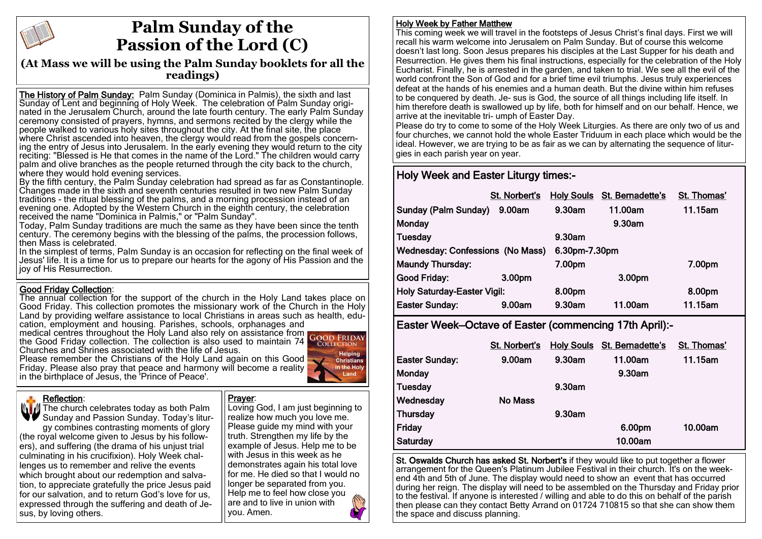# Palm Sunday of the Passion of the Lord (C)

**(At Mass we will be using the Palm Sunday booklets for all the readings)**

**The History of Palm Sunday:** Palm Sunday (Dominica in Palmis), the sixth and last Sunday of Lent and beginning of Holy Week. The celebration of Palm Sunday originated in the Jerusalem Church, around the late fourth century. The early Palm Sunday ceremony consisted of prayers, hymns, and sermons recited by the clergy while the people walked to various holy sites throughout the city. At the final site, the place where Christ ascended into heaven, the clergy would read from the gospels concerning the entry of Jesus into Jerusalem. In the early evening they would return to the city reciting: "Blessed is He that comes in the name of the Lord." The children would carry palm and olive branches as the people returned through the city back to the church, where they would hold evening services.

By the fifth century, the Palm Sunday celebration had spread as far as Constantinople. Changes made in the sixth and seventh centuries resulted in two new Palm Sunday traditions - the ritual blessing of the palms, and a morning procession instead of an evening one. Adopted by the Western Church in the eighth century, the celebration received the name "Dominica in Palmis," or "Palm Sunday".

Today, Palm Sunday traditions are much the same as they have been since the tenth century. The ceremony begins with the blessing of the palms, the procession follows, then Mass is celebrated.

In the simplest of terms, Palm Sunday is an occasion for reflecting on the final week of Jesus' life. It is a time for us to prepare our hearts for the agony of His Passion and the joy of His Resurrection.

**Good Friday Collection:**

The annual collection for the support of the church in the Holy Land takes place on Good Friday. This collection promotes the missionary work of the Church in the Holy Land by providing welfare assistance to local Christians in areas such as health, education, employment and housing. Parishes, schools, orphanages and medical centres throughout the Holy Land also rely on assistance from the Good Friday collection. The collection is also used to maintain 74 Churches and Shrines associated with the life of Jesus.

Please remember the Christians of the Holy Land again on this Good Friday. Please also pray that peace and harmony will become a reality in the birthplace of Jesus, the 'Prince of Peace'.

GOOD FRIDAY COLLECTION
Helping Christians in the Holy Land

**Reflection:**

The church celebrates today as both Palm Sunday and Passion Sunday. Today's liturgy combines contrasting moments of glory (the royal welcome given to Jesus by his followers), and suffering (the drama of his unjust trial culminating in his crucifixion). Holy Week challenges us to remember and relive the events which brought about our redemption and salvation, to appreciate gratefully the price Jesus paid for our salvation, and to return God's love for us, expressed through the suffering and death of Jesus, by loving others.

**Prayer:**

Loving God, I am just beginning to realize how much you love me. Please guide my mind with your truth. Strengthen my life by the example of Jesus. Help me to be with Jesus in this week as he demonstrates again his total love for me. He died so that I would no longer be separated from you. Help me to feel how close you are and to live in union with you. Amen.

**Holy Week by Father Matthew**

This coming week we will travel in the footsteps of Jesus Christ's final days. First we will recall his warm welcome into Jerusalem on Palm Sunday. But of course this welcome doesn't last long. Soon Jesus prepares his disciples at the Last Supper for his death and Resurrection. He gives them his final instructions, especially for the celebration of the Holy Eucharist. Finally, he is arrested in the garden, and taken to trial. We see all the evil of the world confront the Son of God and for a brief time evil triumphs. Jesus truly experiences defeat at the hands of his enemies and a human death. But the divine within him refuses to be conquered by death. Jesus is God, the source of all things including life itself. In him therefore death is swallowed up by life, both for himself and on our behalf. Hence, we arrive at the inevitable triumph of Easter Day.

Please do try to come to some of the Holy Week Liturgies. As there are only two of us and four churches, we cannot hold the whole Easter Triduum in each place which would be the ideal. However, we are trying to be as fair as we can by alternating the sequence of liturgies in each parish year on year.

## Holy Week and Easter Liturgy times:-

| | St. Norbert's | Holy Souls | St. Bernadette's | St. Thomas' |
|---|---|---|---|---|
| Sunday (Palm Sunday) | 9.00am | 9.30am | 11.00am | 11.15am |
| Monday | | | 9.30am | |
| Tuesday | | 9.30am | | |
| Wednesday: Confessions (No Mass) | | 6.30pm-7.30pm | | |
| Maundy Thursday: | | 7.00pm | | 7.00pm |
| Good Friday: | 3.00pm | | 3.00pm | |
| Holy Saturday-Easter Vigil: | | 8.00pm | | 8.00pm |
| Easter Sunday: | 9.00am | 9.30am | 11.00am | 11.15am |

## Easter Week—Octave of Easter (commencing 17th April):-

| | St. Norbert's | Holy Souls | St. Bernadette's | St. Thomas' |
|---|---|---|---|---|
| Easter Sunday: | 9.00am | 9.30am | 11.00am | 11.15am |
| Monday | | | 9.30am | |
| Tuesday | | 9.30am | | |
| Wednesday | No Mass | | | |
| Thursday | | 9.30am | | |
| Friday | | | 6.00pm | 10.00am |
| Saturday | | | 10.00am | |

**St. Oswalds Church has asked St. Norbert's** if they would like to put together a flower arrangement for the Queen's Platinum Jubilee Festival in their church. It's on the weekend 4th and 5th of June. The display would need to show an event that has occurred during her reign. The display will need to be assembled on the Thursday and Friday prior to the festival. If anyone is interested / willing and able to do this on behalf of the parish then please can they contact Betty Arrand on 01724 710815 so that she can show them the space and discuss planning.